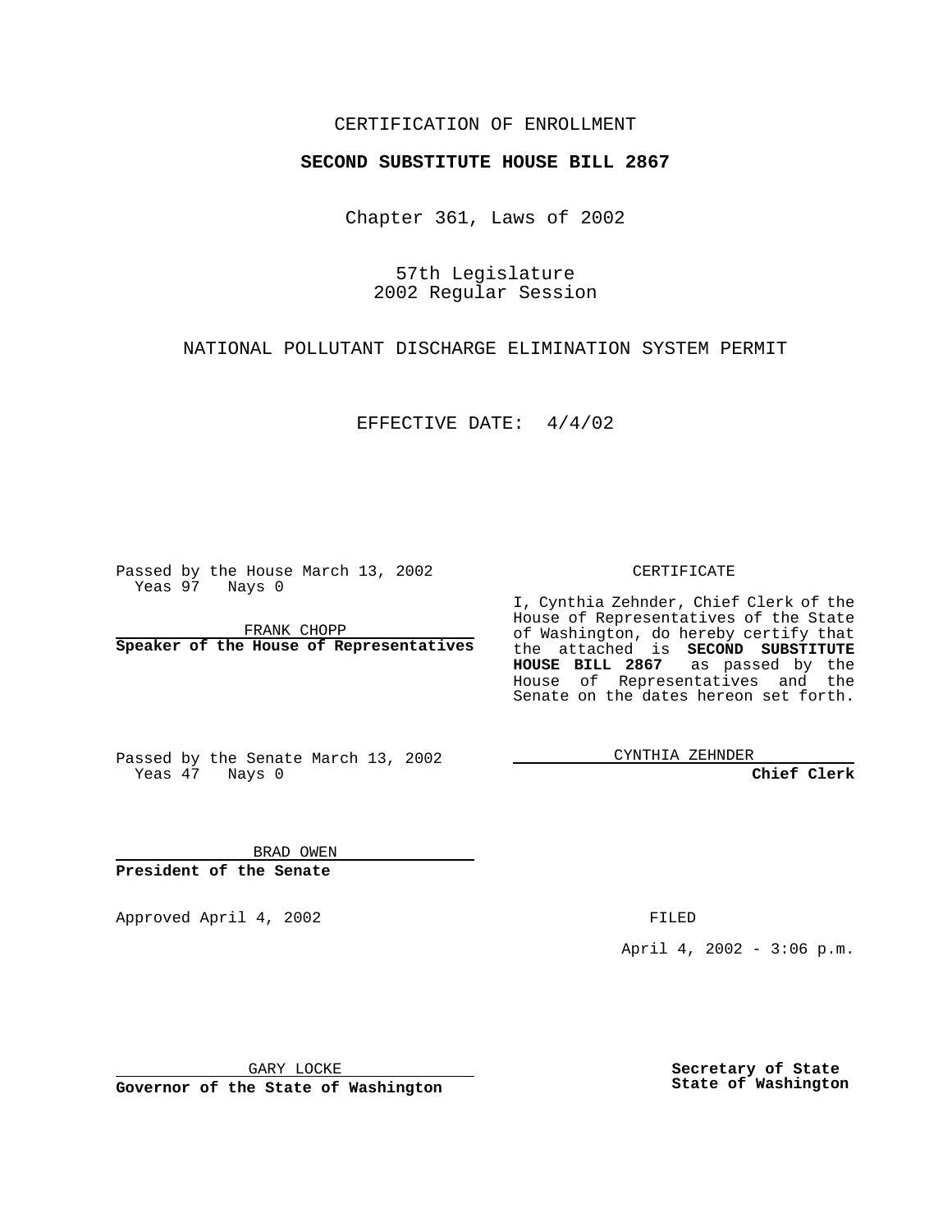CERTIFICATION OF ENROLLMENT

**SECOND SUBSTITUTE HOUSE BILL 2867**

Chapter 361, Laws of 2002

57th Legislature
2002 Regular Session

NATIONAL POLLUTANT DISCHARGE ELIMINATION SYSTEM PERMIT

EFFECTIVE DATE: 4/4/02

Passed by the House March 13, 2002
Yeas 97 Nays 0

FRANK CHOPP
**Speaker of the House of Representatives**

Passed by the Senate March 13, 2002
Yeas 47 Nays 0

BRAD OWEN
**President of the Senate**

CERTIFICATE

I, Cynthia Zehnder, Chief Clerk of the House of Representatives of the State of Washington, do hereby certify that the attached is **SECOND SUBSTITUTE HOUSE BILL 2867** as passed by the House of Representatives and the Senate on the dates hereon set forth.

CYNTHIA ZEHNDER
**Chief Clerk**

Approved April 4, 2002

FILED

April 4, 2002 - 3:06 p.m.

GARY LOCKE
**Governor of the State of Washington**

**Secretary of State**
**State of Washington**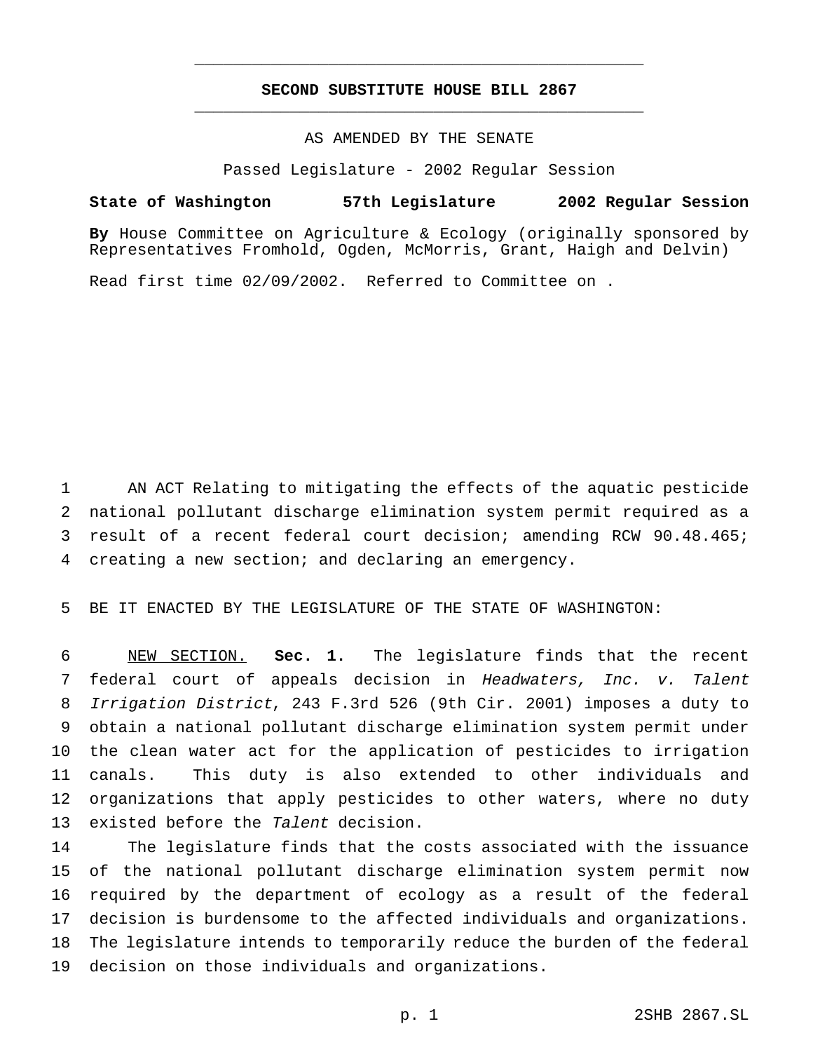# SECOND SUBSTITUTE HOUSE BILL 2867

AS AMENDED BY THE SENATE

Passed Legislature - 2002 Regular Session

**State of Washington 57th Legislature 2002 Regular Session**

**By** House Committee on Agriculture & Ecology (originally sponsored by Representatives Fromhold, Ogden, McMorris, Grant, Haigh and Delvin)

Read first time 02/09/2002. Referred to Committee on .

AN ACT Relating to mitigating the effects of the aquatic pesticide national pollutant discharge elimination system permit required as a result of a recent federal court decision; amending RCW 90.48.465; creating a new section; and declaring an emergency.

BE IT ENACTED BY THE LEGISLATURE OF THE STATE OF WASHINGTON:

NEW SECTION. **Sec. 1.** The legislature finds that the recent federal court of appeals decision in *Headwaters, Inc. v. Talent Irrigation District*, 243 F.3rd 526 (9th Cir. 2001) imposes a duty to obtain a national pollutant discharge elimination system permit under the clean water act for the application of pesticides to irrigation canals. This duty is also extended to other individuals and organizations that apply pesticides to other waters, where no duty existed before the *Talent* decision.

The legislature finds that the costs associated with the issuance of the national pollutant discharge elimination system permit now required by the department of ecology as a result of the federal decision is burdensome to the affected individuals and organizations. The legislature intends to temporarily reduce the burden of the federal decision on those individuals and organizations.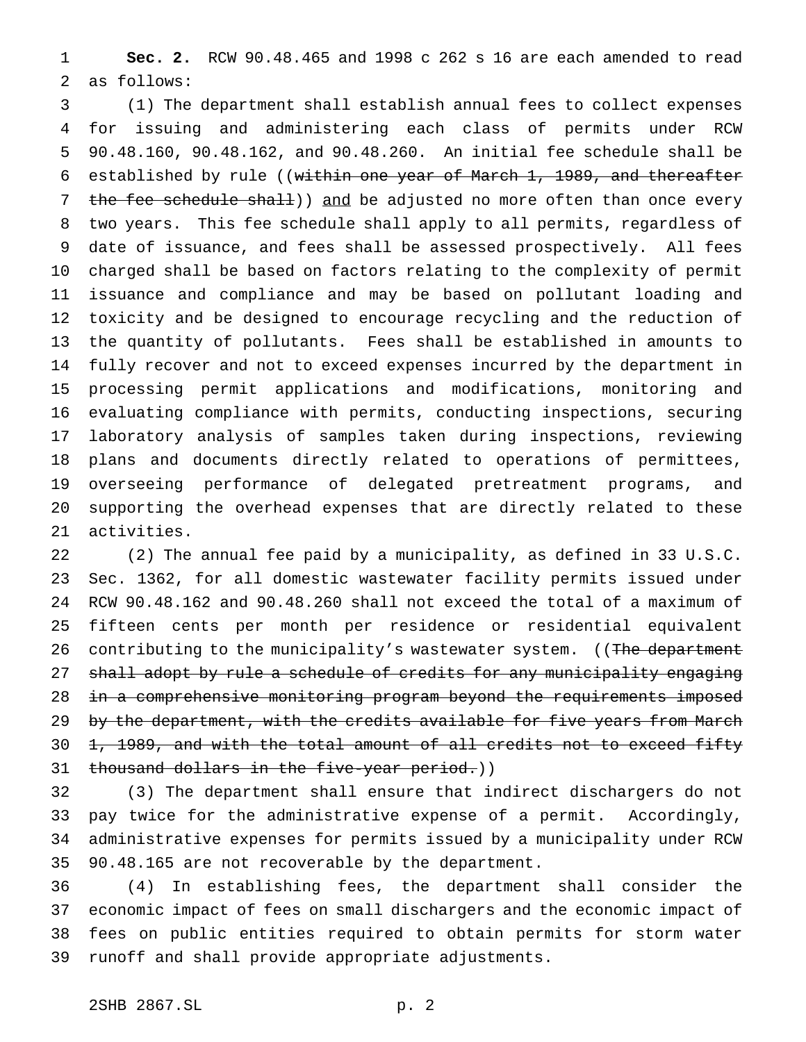**Sec. 2.** RCW 90.48.465 and 1998 c 262 s 16 are each amended to read as follows:

(1) The department shall establish annual fees to collect expenses for issuing and administering each class of permits under RCW 90.48.160, 90.48.162, and 90.48.260. An initial fee schedule shall be established by rule ((~~within one year of March 1, 1989, and thereafter the fee schedule shall~~)) <u>and</u> be adjusted no more often than once every two years. This fee schedule shall apply to all permits, regardless of date of issuance, and fees shall be assessed prospectively. All fees charged shall be based on factors relating to the complexity of permit issuance and compliance and may be based on pollutant loading and toxicity and be designed to encourage recycling and the reduction of the quantity of pollutants. Fees shall be established in amounts to fully recover and not to exceed expenses incurred by the department in processing permit applications and modifications, monitoring and evaluating compliance with permits, conducting inspections, securing laboratory analysis of samples taken during inspections, reviewing plans and documents directly related to operations of permittees, overseeing performance of delegated pretreatment programs, and supporting the overhead expenses that are directly related to these activities.

(2) The annual fee paid by a municipality, as defined in 33 U.S.C. Sec. 1362, for all domestic wastewater facility permits issued under RCW 90.48.162 and 90.48.260 shall not exceed the total of a maximum of fifteen cents per month per residence or residential equivalent contributing to the municipality's wastewater system. ((~~The department shall adopt by rule a schedule of credits for any municipality engaging in a comprehensive monitoring program beyond the requirements imposed by the department, with the credits available for five years from March 1, 1989, and with the total amount of all credits not to exceed fifty thousand dollars in the five-year period.~~))

(3) The department shall ensure that indirect dischargers do not pay twice for the administrative expense of a permit. Accordingly, administrative expenses for permits issued by a municipality under RCW 90.48.165 are not recoverable by the department.

(4) In establishing fees, the department shall consider the economic impact of fees on small dischargers and the economic impact of fees on public entities required to obtain permits for storm water runoff and shall provide appropriate adjustments.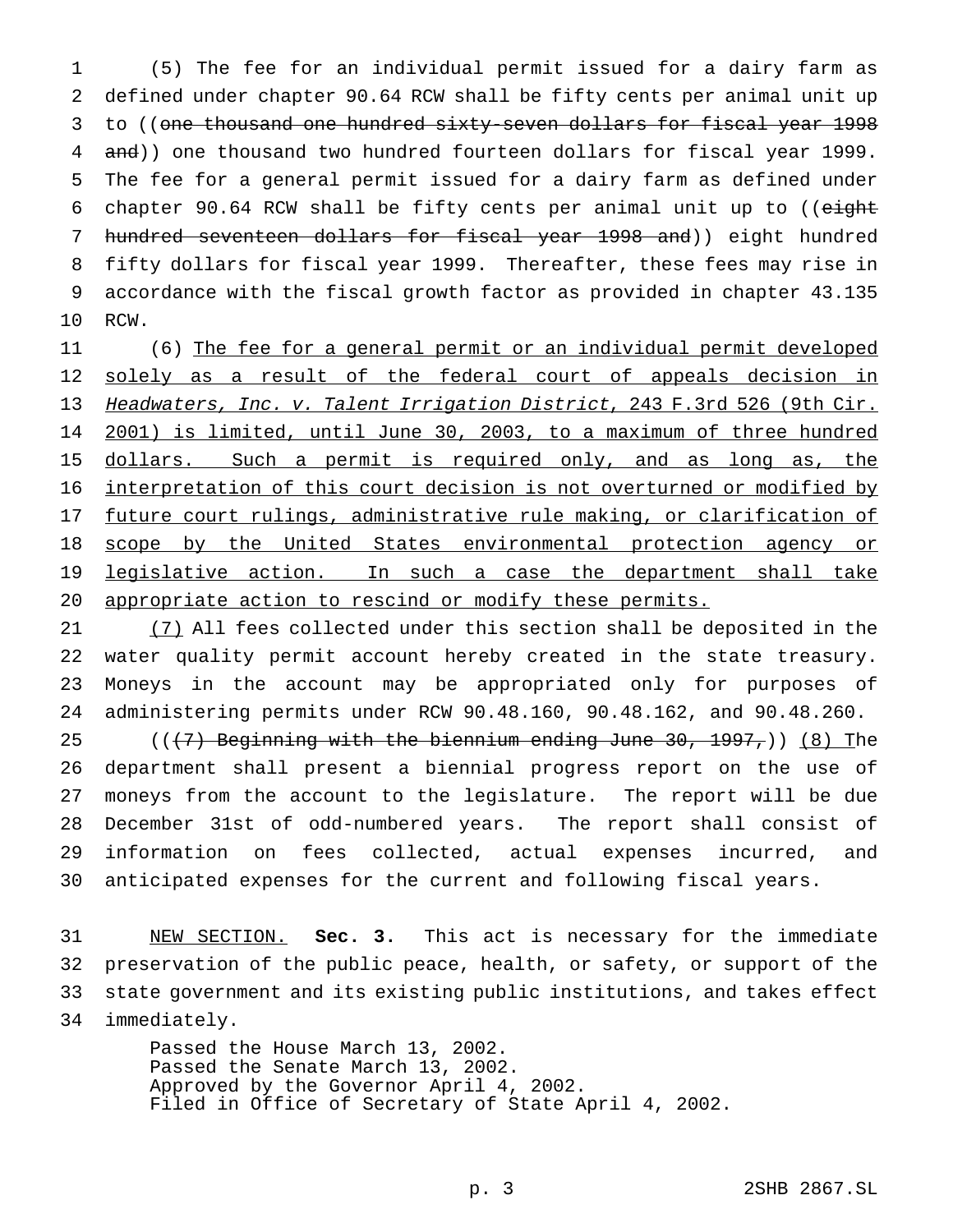(5) The fee for an individual permit issued for a dairy farm as defined under chapter 90.64 RCW shall be fifty cents per animal unit up to ((~~one thousand one hundred sixty-seven dollars for fiscal year 1998 and~~)) one thousand two hundred fourteen dollars for fiscal year 1999. The fee for a general permit issued for a dairy farm as defined under chapter 90.64 RCW shall be fifty cents per animal unit up to ((~~eight hundred seventeen dollars for fiscal year 1998 and~~)) eight hundred fifty dollars for fiscal year 1999. Thereafter, these fees may rise in accordance with the fiscal growth factor as provided in chapter 43.135 RCW.

(6) <u>The fee for a general permit or an individual permit developed solely as a result of the federal court of appeals decision in *Headwaters, Inc. v. Talent Irrigation District*, 243 F.3rd 526 (9th Cir. 2001) is limited, until June 30, 2003, to a maximum of three hundred dollars. Such a permit is required only, and as long as, the interpretation of this court decision is not overturned or modified by future court rulings, administrative rule making, or clarification of scope by the United States environmental protection agency or legislative action. In such a case the department shall take appropriate action to rescind or modify these permits.</u>

<u>(7)</u> All fees collected under this section shall be deposited in the water quality permit account hereby created in the state treasury. Moneys in the account may be appropriated only for purposes of administering permits under RCW 90.48.160, 90.48.162, and 90.48.260.

((~~(7) Beginning with the biennium ending June 30, 1997,~~)) <u>(8) T</u>he department shall present a biennial progress report on the use of moneys from the account to the legislature. The report will be due December 31st of odd-numbered years. The report shall consist of information on fees collected, actual expenses incurred, and anticipated expenses for the current and following fiscal years.

<u>NEW SECTION.</u> **Sec. 3.** This act is necessary for the immediate preservation of the public peace, health, or safety, or support of the state government and its existing public institutions, and takes effect immediately.

Passed the House March 13, 2002.
Passed the Senate March 13, 2002.
Approved by the Governor April 4, 2002.
Filed in Office of Secretary of State April 4, 2002.